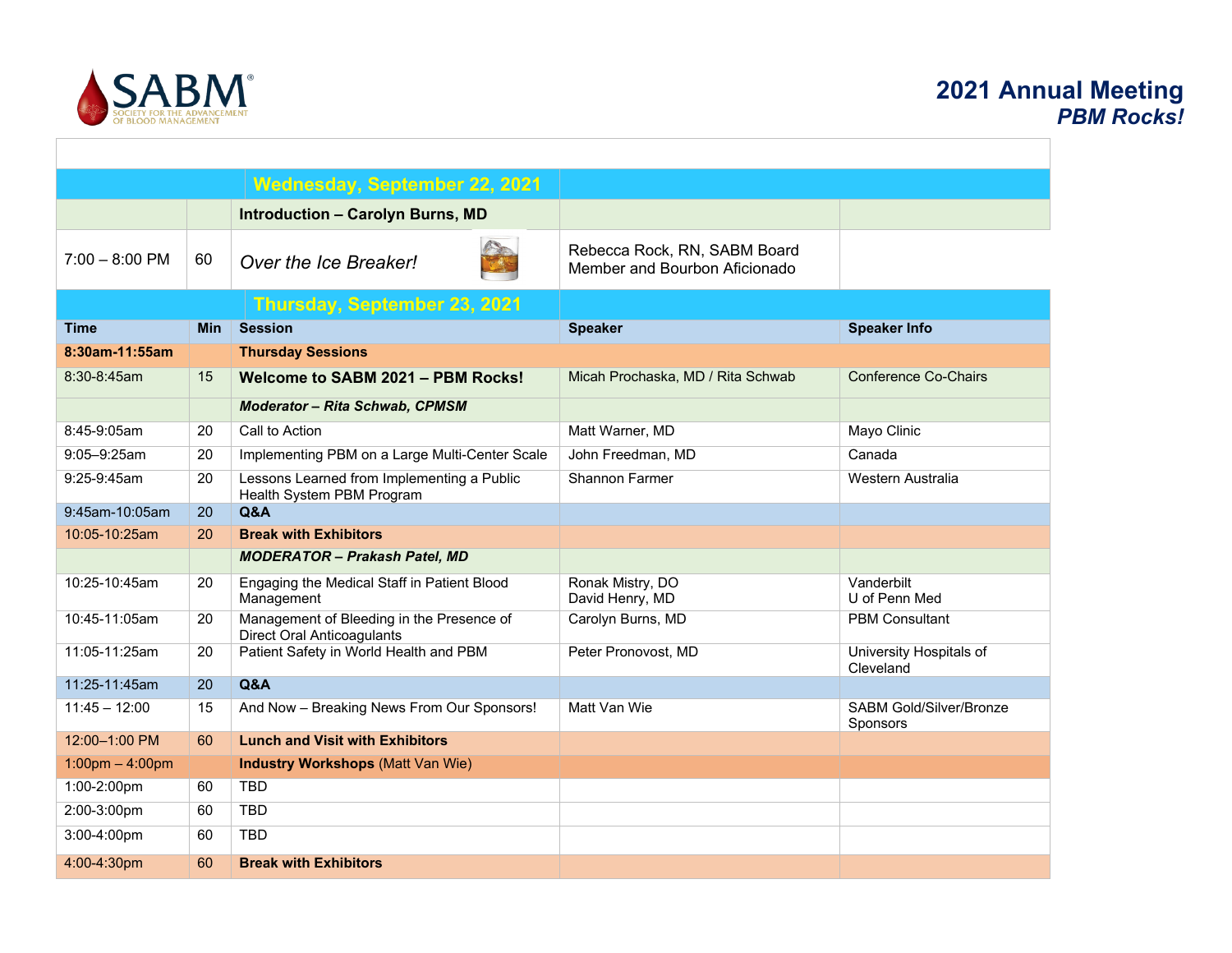SABM — Society for the Advancement of Blood Management

# 2021 Annual Meeting
## *PBM Rocks!*

| | | | | |
|---|---|---|---|---|
| | | **Wednesday, September 22, 2021** | | |
| | | **Introduction – Carolyn Burns, MD** | | |
| 7:00 – 8:00 PM | 60 | *Over the Ice Breaker!* | Rebecca Rock, RN, SABM Board Member and Bourbon Aficionado | |
| | | **Thursday, September 23, 2021** | | |
| **Time** | **Min** | **Session** | **Speaker** | **Speaker Info** |
| **8:30am-11:55am** | | **Thursday Sessions** | | |
| 8:30-8:45am | 15 | **Welcome to SABM 2021 – PBM Rocks!** | Micah Prochaska, MD / Rita Schwab | Conference Co-Chairs |
| | | ***Moderator – Rita Schwab, CPMSM*** | | |
| 8:45-9:05am | 20 | Call to Action | Matt Warner, MD | Mayo Clinic |
| 9:05–9:25am | 20 | Implementing PBM on a Large Multi-Center Scale | John Freedman, MD | Canada |
| 9:25-9:45am | 20 | Lessons Learned from Implementing a Public Health System PBM Program | Shannon Farmer | Western Australia |
| 9:45am-10:05am | 20 | **Q&A** | | |
| 10:05-10:25am | 20 | **Break with Exhibitors** | | |
| | | ***MODERATOR – Prakash Patel, MD*** | | |
| 10:25-10:45am | 20 | Engaging the Medical Staff in Patient Blood Management | Ronak Mistry, DO<br>David Henry, MD | Vanderbilt<br>U of Penn Med |
| 10:45-11:05am | 20 | Management of Bleeding in the Presence of Direct Oral Anticoagulants | Carolyn Burns, MD | PBM Consultant |
| 11:05-11:25am | 20 | Patient Safety in World Health and PBM | Peter Pronovost, MD | University Hospitals of Cleveland |
| 11:25-11:45am | 20 | **Q&A** | | |
| 11:45 – 12:00 | 15 | And Now – Breaking News From Our Sponsors! | Matt Van Wie | SABM Gold/Silver/Bronze Sponsors |
| 12:00–1:00 PM | 60 | **Lunch and Visit with Exhibitors** | | |
| 1:00pm – 4:00pm | | **Industry Workshops** (Matt Van Wie) | | |
| 1:00-2:00pm | 60 | TBD | | |
| 2:00-3:00pm | 60 | TBD | | |
| 3:00-4:00pm | 60 | TBD | | |
| 4:00-4:30pm | 60 | **Break with Exhibitors** | | |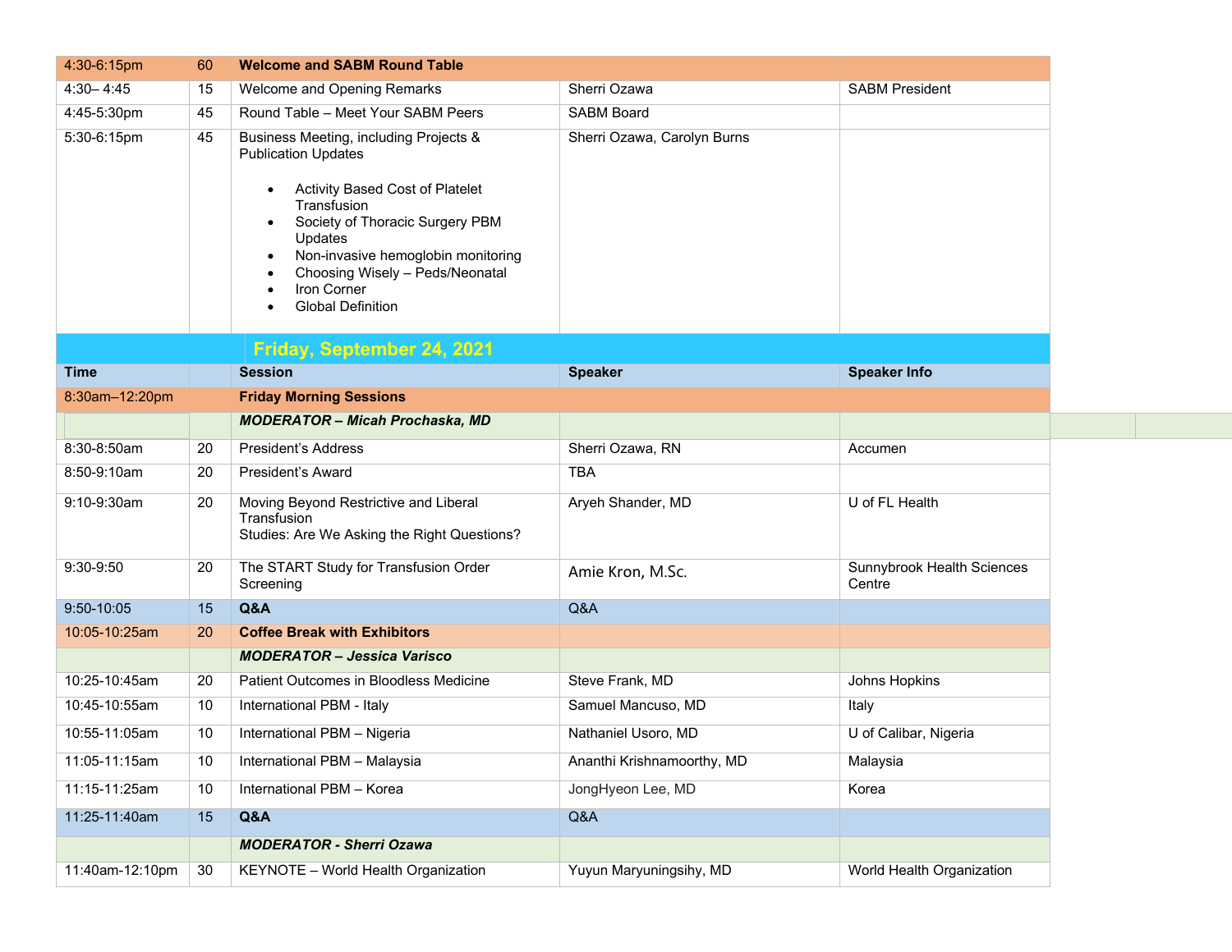| 4:30-6:15pm | 60 | **Welcome and SABM Round Table** | | |
|---|---|---|---|---|
| 4:30– 4:45 | 15 | Welcome and Opening Remarks | Sherri Ozawa | SABM President |
| 4:45-5:30pm | 45 | Round Table – Meet Your SABM Peers | SABM Board | |
| 5:30-6:15pm | 45 | Business Meeting, including Projects & Publication Updates<br><br>• Activity Based Cost of Platelet Transfusion<br>• Society of Thoracic Surgery PBM Updates<br>• Non-invasive hemoglobin monitoring<br>• Choosing Wisely – Peds/Neonatal<br>• Iron Corner<br>• Global Definition | Sherri Ozawa, Carolyn Burns | |

## Friday, September 24, 2021

| Time | | Session | Speaker | Speaker Info |
|---|---|---|---|---|
| 8:30am–12:20pm | | **Friday Morning Sessions** | | |
| | | ***MODERATOR – Micah Prochaska, MD*** | | |
| 8:30-8:50am | 20 | President's Address | Sherri Ozawa, RN | Accumen |
| 8:50-9:10am | 20 | President's Award | TBA | |
| 9:10-9:30am | 20 | Moving Beyond Restrictive and Liberal Transfusion<br>Studies: Are We Asking the Right Questions? | Aryeh Shander, MD | U of FL Health |
| 9:30-9:50 | 20 | The START Study for Transfusion Order Screening | Amie Kron, M.Sc. | Sunnybrook Health Sciences Centre |
| 9:50-10:05 | 15 | **Q&A** | Q&A | |
| 10:05-10:25am | 20 | **Coffee Break with Exhibitors** | | |
| | | ***MODERATOR – Jessica Varisco*** | | |
| 10:25-10:45am | 20 | Patient Outcomes in Bloodless Medicine | Steve Frank, MD | Johns Hopkins |
| 10:45-10:55am | 10 | International PBM - Italy | Samuel Mancuso, MD | Italy |
| 10:55-11:05am | 10 | International PBM – Nigeria | Nathaniel Usoro, MD | U of Calibar, Nigeria |
| 11:05-11:15am | 10 | International PBM – Malaysia | Ananthi Krishnamoorthy, MD | Malaysia |
| 11:15-11:25am | 10 | International PBM – Korea | JongHyeon Lee, MD | Korea |
| 11:25-11:40am | 15 | **Q&A** | Q&A | |
| | | ***MODERATOR - Sherri Ozawa*** | | |
| 11:40am-12:10pm | 30 | KEYNOTE – World Health Organization | Yuyun Maryuningsihy, MD | World Health Organization |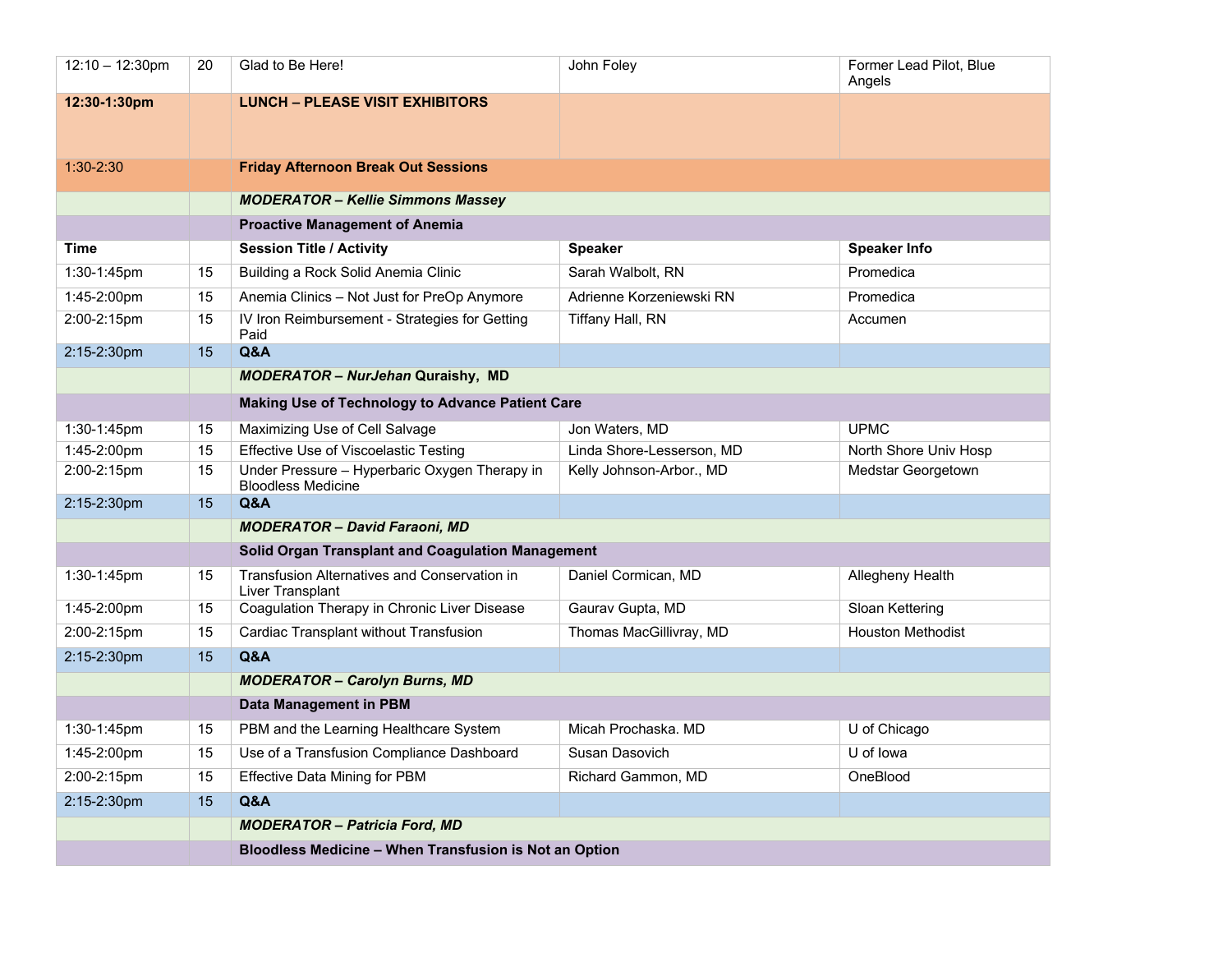| 12:10 – 12:30pm | 20 | Glad to Be Here! | John Foley | Former Lead Pilot, Blue Angels |
|---|---|---|---|---|
| **12:30-1:30pm** | | **LUNCH – PLEASE VISIT EXHIBITORS** | | |
| 1:30-2:30 | | **Friday Afternoon Break Out Sessions** | | |
| | | ***MODERATOR – Kellie Simmons Massey*** | | |
| | | **Proactive Management of Anemia** | | |
| **Time** | | **Session Title / Activity** | **Speaker** | **Speaker Info** |
| 1:30-1:45pm | 15 | Building a Rock Solid Anemia Clinic | Sarah Walbolt, RN | Promedica |
| 1:45-2:00pm | 15 | Anemia Clinics – Not Just for PreOp Anymore | Adrienne Korzeniewski RN | Promedica |
| 2:00-2:15pm | 15 | IV Iron Reimbursement - Strategies for Getting Paid | Tiffany Hall, RN | Accumen |
| 2:15-2:30pm | 15 | **Q&A** | | |
| | | ***MODERATOR – NurJehan* Quraishy, MD** | | |
| | | **Making Use of Technology to Advance Patient Care** | | |
| 1:30-1:45pm | 15 | Maximizing Use of Cell Salvage | Jon Waters, MD | UPMC |
| 1:45-2:00pm | 15 | Effective Use of Viscoelastic Testing | Linda Shore-Lesserson, MD | North Shore Univ Hosp |
| 2:00-2:15pm | 15 | Under Pressure – Hyperbaric Oxygen Therapy in Bloodless Medicine | Kelly Johnson-Arbor., MD | Medstar Georgetown |
| 2:15-2:30pm | 15 | **Q&A** | | |
| | | ***MODERATOR – David Faraoni, MD*** | | |
| | | **Solid Organ Transplant and Coagulation Management** | | |
| 1:30-1:45pm | 15 | Transfusion Alternatives and Conservation in Liver Transplant | Daniel Cormican, MD | Allegheny Health |
| 1:45-2:00pm | 15 | Coagulation Therapy in Chronic Liver Disease | Gaurav Gupta, MD | Sloan Kettering |
| 2:00-2:15pm | 15 | Cardiac Transplant without Transfusion | Thomas MacGillivray, MD | Houston Methodist |
| 2:15-2:30pm | 15 | **Q&A** | | |
| | | ***MODERATOR – Carolyn Burns, MD*** | | |
| | | **Data Management in PBM** | | |
| 1:30-1:45pm | 15 | PBM and the Learning Healthcare System | Micah Prochaska. MD | U of Chicago |
| 1:45-2:00pm | 15 | Use of a Transfusion Compliance Dashboard | Susan Dasovich | U of Iowa |
| 2:00-2:15pm | 15 | Effective Data Mining for PBM | Richard Gammon, MD | OneBlood |
| 2:15-2:30pm | 15 | **Q&A** | | |
| | | ***MODERATOR – Patricia Ford, MD*** | | |
| | | **Bloodless Medicine – When Transfusion is Not an Option** | | |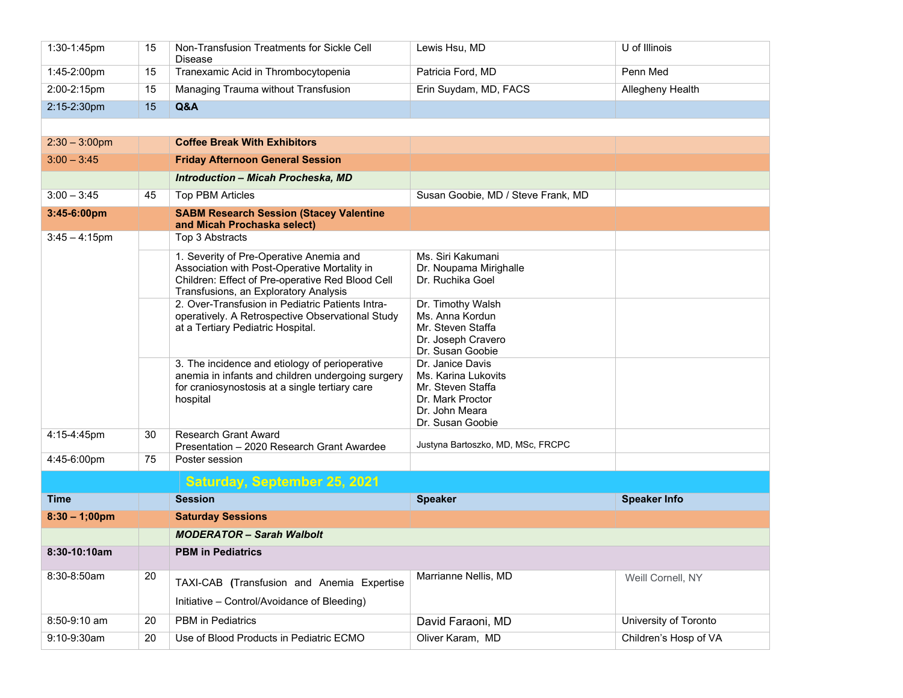| | | | | |
|---|---|---|---|---|
| 1:30-1:45pm | 15 | Non-Transfusion Treatments for Sickle Cell Disease | Lewis Hsu, MD | U of Illinois |
| 1:45-2:00pm | 15 | Tranexamic Acid in Thrombocytopenia | Patricia Ford, MD | Penn Med |
| 2:00-2:15pm | 15 | Managing Trauma without Transfusion | Erin Suydam, MD, FACS | Allegheny Health |
| 2:15-2:30pm | 15 | **Q&A** | | |
| | | | | |
| 2:30 – 3:00pm | | **Coffee Break With Exhibitors** | | |
| 3:00 – 3:45 | | **Friday Afternoon General Session** | | |
| | | ***Introduction – Micah Procheska, MD*** | | |
| 3:00 – 3:45 | 45 | Top PBM Articles | Susan Goobie, MD / Steve Frank, MD | |
| **3:45-6:00pm** | | **SABM Research Session (Stacey Valentine and Micah Prochaska select)** | | |
| 3:45 – 4:15pm | | Top 3 Abstracts | | |
| | | 1. Severity of Pre-Operative Anemia and Association with Post-Operative Mortality in Children: Effect of Pre-operative Red Blood Cell Transfusions, an Exploratory Analysis | Ms. Siri Kakumani<br>Dr. Noupama Mirighalle<br>Dr. Ruchika Goel | |
| | | 2. Over-Transfusion in Pediatric Patients Intra-operatively. A Retrospective Observational Study at a Tertiary Pediatric Hospital. | Dr. Timothy Walsh<br>Ms. Anna Kordun<br>Mr. Steven Staffa<br>Dr. Joseph Cravero<br>Dr. Susan Goobie | |
| | | 3. The incidence and etiology of perioperative anemia in infants and children undergoing surgery for craniosynostosis at a single tertiary care hospital | Dr. Janice Davis<br>Ms. Karina Lukovits<br>Mr. Steven Staffa<br>Dr. Mark Proctor<br>Dr. John Meara<br>Dr. Susan Goobie | |
| 4:15-4:45pm | 30 | Research Grant Award<br>Presentation – 2020 Research Grant Awardee | Justyna Bartoszko, MD, MSc, FRCPC | |
| 4:45-6:00pm | 75 | Poster session | | |

## Saturday, September 25, 2021

| Time | | Session | Speaker | Speaker Info |
|---|---|---|---|---|
| **8:30 – 1;00pm** | | **Saturday Sessions** | | |
| | | ***MODERATOR – Sarah Walbolt*** | | |
| **8:30-10:10am** | | **PBM in Pediatrics** | | |
| 8:30-8:50am | 20 | TAXI-CAB (Transfusion and Anemia Expertise Initiative – Control/Avoidance of Bleeding) | Marrianne Nellis, MD | Weill Cornell, NY |
| 8:50-9:10 am | 20 | PBM in Pediatrics | David Faraoni, MD | University of Toronto |
| 9:10-9:30am | 20 | Use of Blood Products in Pediatric ECMO | Oliver Karam, MD | Children's Hosp of VA |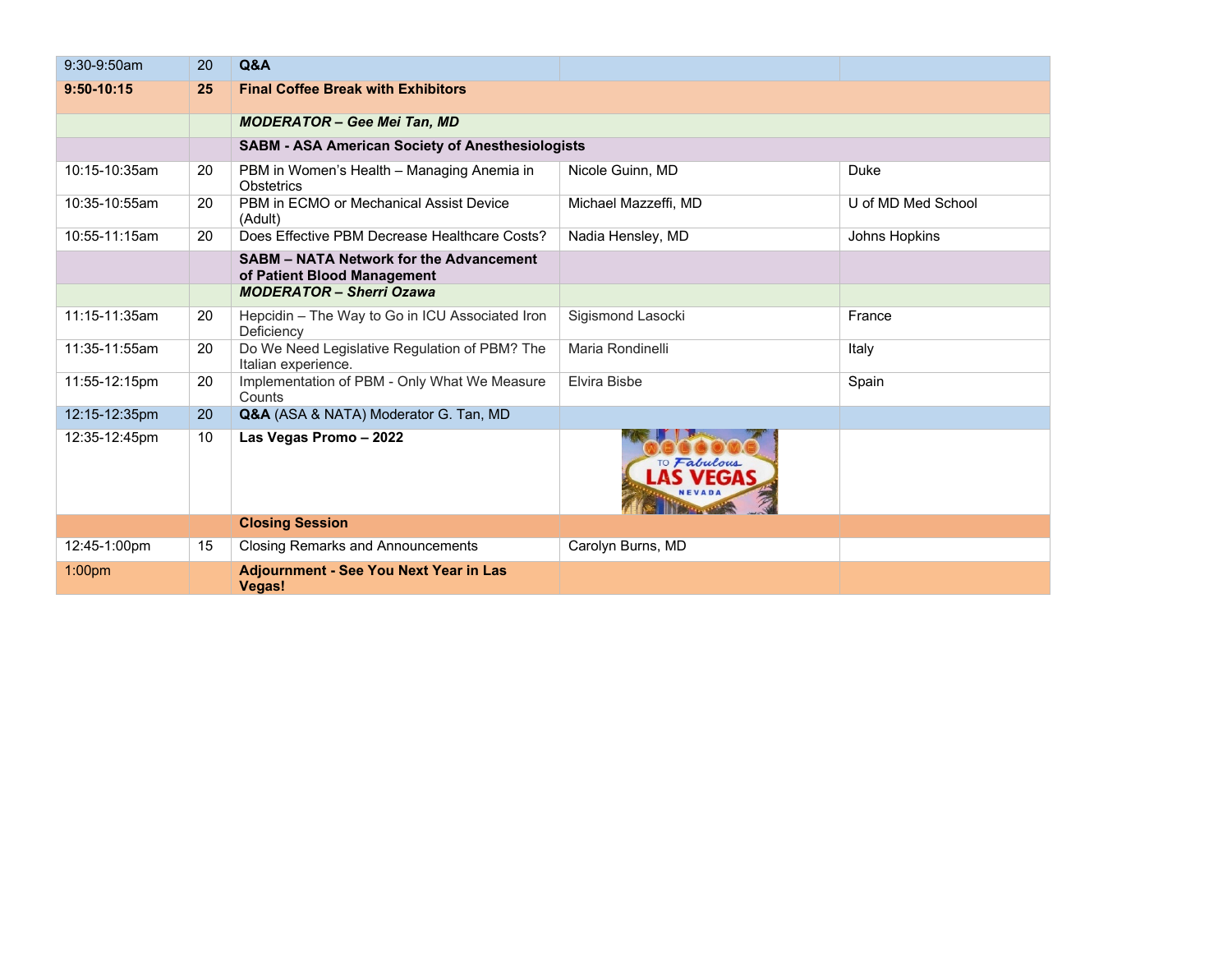| | | | | |
|---|---|---|---|---|
| 9:30-9:50am | 20 | **Q&A** | | |
| **9:50-10:15** | **25** | **Final Coffee Break with Exhibitors** | | |
| | | ***MODERATOR – Gee Mei Tan, MD*** | | |
| | | **SABM - ASA American Society of Anesthesiologists** | | |
| 10:15-10:35am | 20 | PBM in Women's Health – Managing Anemia in Obstetrics | Nicole Guinn, MD | Duke |
| 10:35-10:55am | 20 | PBM in ECMO or Mechanical Assist Device (Adult) | Michael Mazzeffi, MD | U of MD Med School |
| 10:55-11:15am | 20 | Does Effective PBM Decrease Healthcare Costs? | Nadia Hensley, MD | Johns Hopkins |
| | | **SABM – NATA Network for the Advancement of Patient Blood Management** | | |
| | | ***MODERATOR – Sherri Ozawa*** | | |
| 11:15-11:35am | 20 | Hepcidin – The Way to Go in ICU Associated Iron Deficiency | Sigismond Lasocki | France |
| 11:35-11:55am | 20 | Do We Need Legislative Regulation of PBM? The Italian experience. | Maria Rondinelli | Italy |
| 11:55-12:15pm | 20 | Implementation of PBM - Only What We Measure Counts | Elvira Bisbe | Spain |
| 12:15-12:35pm | 20 | **Q&A** (ASA & NATA) Moderator G. Tan, MD | | |
| 12:35-12:45pm | 10 | **Las Vegas Promo – 2022** | | |
| | | **Closing Session** | | |
| 12:45-1:00pm | 15 | Closing Remarks and Announcements | Carolyn Burns, MD | |
| 1:00pm | | **Adjournment - See You Next Year in Las Vegas!** | | |